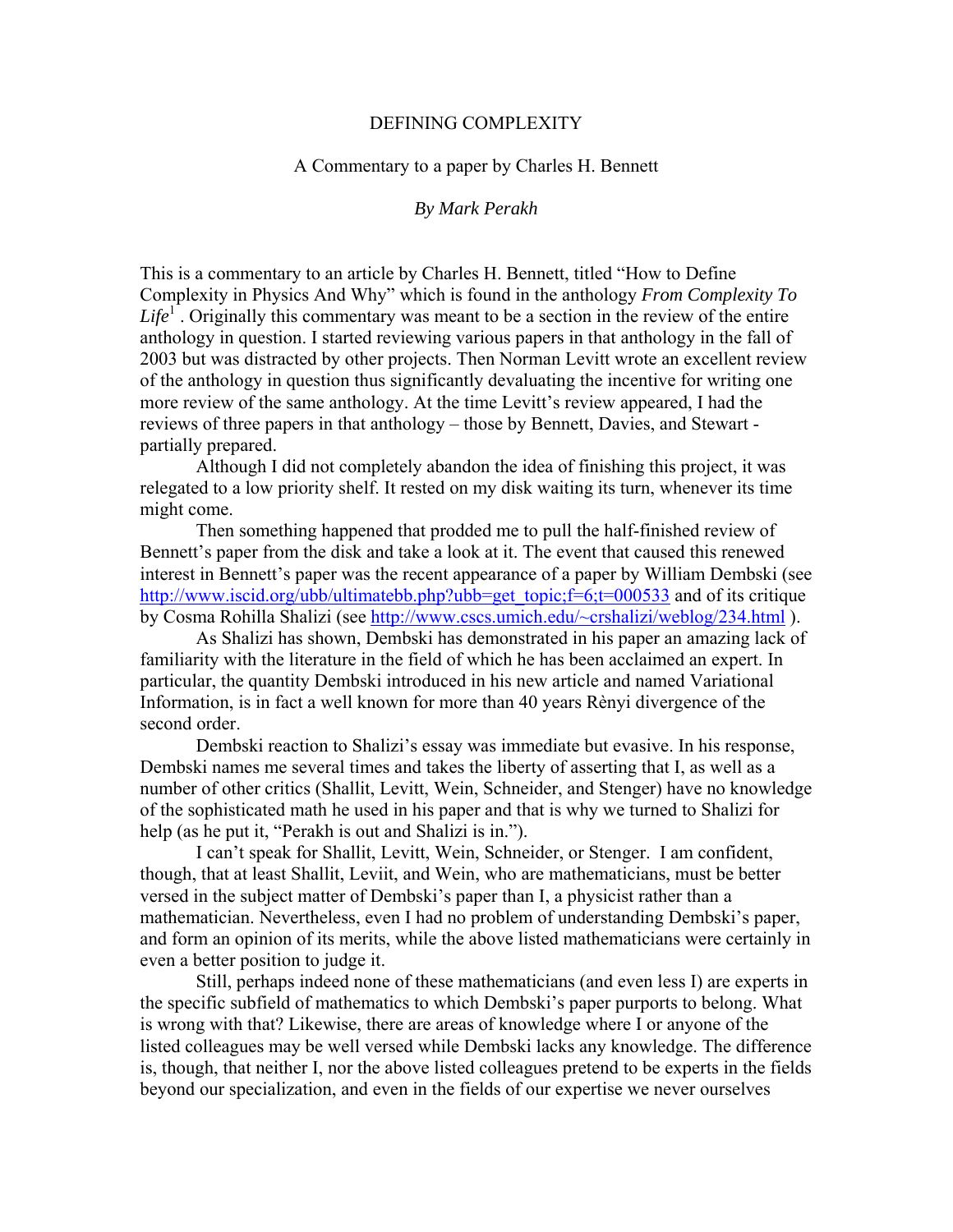# DEFINING COMPLEXITY

A Commentary to a paper by Charles H. Bennett

*By Mark Perakh*

This is a commentary to an article by Charles H. Bennett, titled "How to Define Complexity in Physics And Why" which is found in the anthology *From Complexity To Life*[1] . Originally this commentary was meant to be a section in the review of the entire anthology in question. I started reviewing various papers in that anthology in the fall of 2003 but was distracted by other projects. Then Norman Levitt wrote an excellent review of the anthology in question thus significantly devaluating the incentive for writing one more review of the same anthology. At the time Levitt's review appeared, I had the reviews of three papers in that anthology – those by Bennett, Davies, and Stewart - partially prepared.

Although I did not completely abandon the idea of finishing this project, it was relegated to a low priority shelf. It rested on my disk waiting its turn, whenever its time might come.

Then something happened that prodded me to pull the half-finished review of Bennett's paper from the disk and take a look at it. The event that caused this renewed interest in Bennett's paper was the recent appearance of a paper by William Dembski (see http://www.iscid.org/ubb/ultimatebb.php?ubb=get_topic;f=6;t=000533 and of its critique by Cosma Rohilla Shalizi (see http://www.cscs.umich.edu/~crshalizi/weblog/234.html ).

As Shalizi has shown, Dembski has demonstrated in his paper an amazing lack of familiarity with the literature in the field of which he has been acclaimed an expert. In particular, the quantity Dembski introduced in his new article and named Variational Information, is in fact a well known for more than 40 years Rènyi divergence of the second order.

Dembski reaction to Shalizi's essay was immediate but evasive. In his response, Dembski names me several times and takes the liberty of asserting that I, as well as a number of other critics (Shallit, Levitt, Wein, Schneider, and Stenger) have no knowledge of the sophisticated math he used in his paper and that is why we turned to Shalizi for help (as he put it, "Perakh is out and Shalizi is in.").

I can't speak for Shallit, Levitt, Wein, Schneider, or Stenger. I am confident, though, that at least Shallit, Leviit, and Wein, who are mathematicians, must be better versed in the subject matter of Dembski's paper than I, a physicist rather than a mathematician. Nevertheless, even I had no problem of understanding Dembski's paper, and form an opinion of its merits, while the above listed mathematicians were certainly in even a better position to judge it.

Still, perhaps indeed none of these mathematicians (and even less I) are experts in the specific subfield of mathematics to which Dembski's paper purports to belong. What is wrong with that? Likewise, there are areas of knowledge where I or anyone of the listed colleagues may be well versed while Dembski lacks any knowledge. The difference is, though, that neither I, nor the above listed colleagues pretend to be experts in the fields beyond our specialization, and even in the fields of our expertise we never ourselves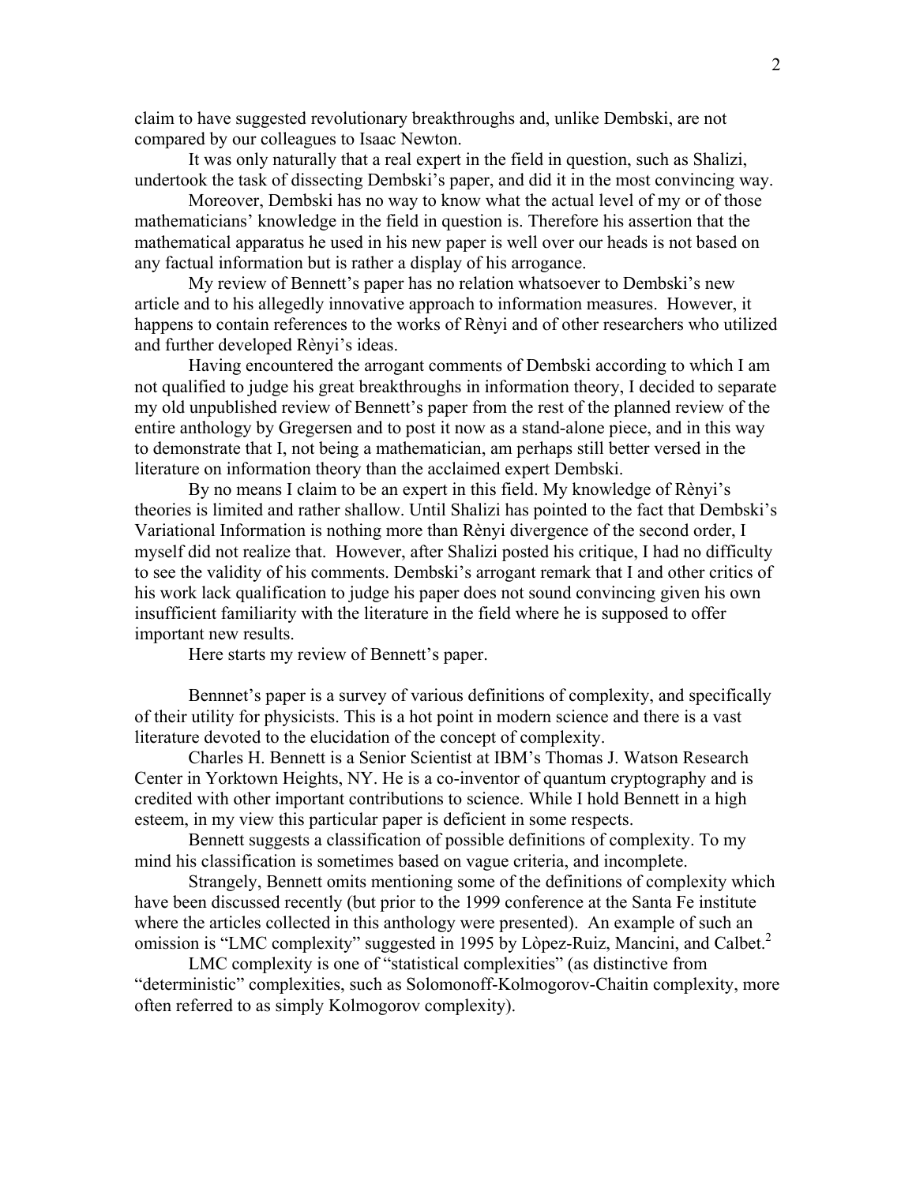claim to have suggested revolutionary breakthroughs and, unlike Dembski, are not compared by our colleagues to Isaac Newton.

It was only naturally that a real expert in the field in question, such as Shalizi, undertook the task of dissecting Dembski's paper, and did it in the most convincing way.

Moreover, Dembski has no way to know what the actual level of my or of those mathematicians' knowledge in the field in question is. Therefore his assertion that the mathematical apparatus he used in his new paper is well over our heads is not based on any factual information but is rather a display of his arrogance.

My review of Bennett's paper has no relation whatsoever to Dembski's new article and to his allegedly innovative approach to information measures. However, it happens to contain references to the works of Rènyi and of other researchers who utilized and further developed Rènyi's ideas.

Having encountered the arrogant comments of Dembski according to which I am not qualified to judge his great breakthroughs in information theory, I decided to separate my old unpublished review of Bennett's paper from the rest of the planned review of the entire anthology by Gregersen and to post it now as a stand-alone piece, and in this way to demonstrate that I, not being a mathematician, am perhaps still better versed in the literature on information theory than the acclaimed expert Dembski.

By no means I claim to be an expert in this field. My knowledge of Rènyi's theories is limited and rather shallow. Until Shalizi has pointed to the fact that Dembski's Variational Information is nothing more than Rènyi divergence of the second order, I myself did not realize that. However, after Shalizi posted his critique, I had no difficulty to see the validity of his comments. Dembski's arrogant remark that I and other critics of his work lack qualification to judge his paper does not sound convincing given his own insufficient familiarity with the literature in the field where he is supposed to offer important new results.

Here starts my review of Bennett's paper.

Bennnet's paper is a survey of various definitions of complexity, and specifically of their utility for physicists. This is a hot point in modern science and there is a vast literature devoted to the elucidation of the concept of complexity.

Charles H. Bennett is a Senior Scientist at IBM's Thomas J. Watson Research Center in Yorktown Heights, NY. He is a co-inventor of quantum cryptography and is credited with other important contributions to science. While I hold Bennett in a high esteem, in my view this particular paper is deficient in some respects.

Bennett suggests a classification of possible definitions of complexity. To my mind his classification is sometimes based on vague criteria, and incomplete.

Strangely, Bennett omits mentioning some of the definitions of complexity which have been discussed recently (but prior to the 1999 conference at the Santa Fe institute where the articles collected in this anthology were presented). An example of such an omission is "LMC complexity" suggested in 1995 by Lòpez-Ruiz, Mancini, and Calbet.[2]

LMC complexity is one of "statistical complexities" (as distinctive from "deterministic" complexities, such as Solomonoff-Kolmogorov-Chaitin complexity, more often referred to as simply Kolmogorov complexity).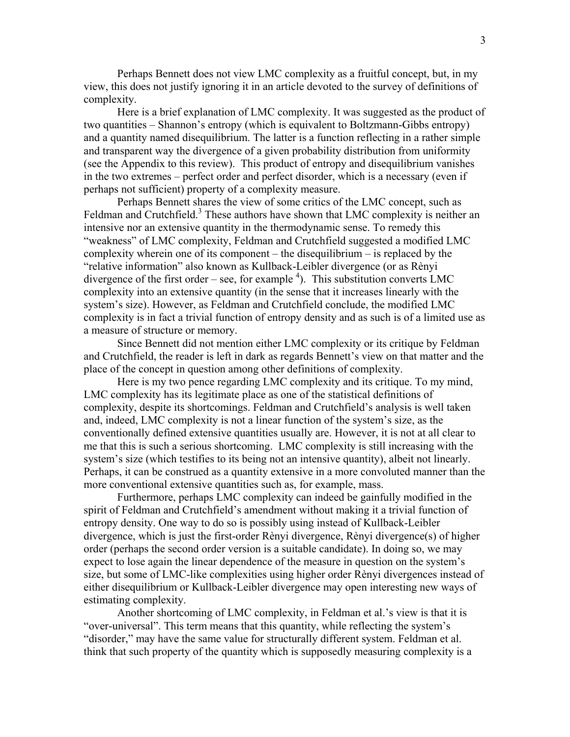Perhaps Bennett does not view LMC complexity as a fruitful concept, but, in my view, this does not justify ignoring it in an article devoted to the survey of definitions of complexity.

Here is a brief explanation of LMC complexity. It was suggested as the product of two quantities – Shannon's entropy (which is equivalent to Boltzmann-Gibbs entropy) and a quantity named disequilibrium. The latter is a function reflecting in a rather simple and transparent way the divergence of a given probability distribution from uniformity (see the Appendix to this review). This product of entropy and disequilibrium vanishes in the two extremes – perfect order and perfect disorder, which is a necessary (even if perhaps not sufficient) property of a complexity measure.

Perhaps Bennett shares the view of some critics of the LMC concept, such as Feldman and Crutchfield.[3] These authors have shown that LMC complexity is neither an intensive nor an extensive quantity in the thermodynamic sense. To remedy this "weakness" of LMC complexity, Feldman and Crutchfield suggested a modified LMC complexity wherein one of its component – the disequilibrium – is replaced by the "relative information" also known as Kullback-Leibler divergence (or as Rènyi divergence of the first order – see, for example [4]). This substitution converts LMC complexity into an extensive quantity (in the sense that it increases linearly with the system's size). However, as Feldman and Crutchfield conclude, the modified LMC complexity is in fact a trivial function of entropy density and as such is of a limited use as a measure of structure or memory.

Since Bennett did not mention either LMC complexity or its critique by Feldman and Crutchfield, the reader is left in dark as regards Bennett's view on that matter and the place of the concept in question among other definitions of complexity.

Here is my two pence regarding LMC complexity and its critique. To my mind, LMC complexity has its legitimate place as one of the statistical definitions of complexity, despite its shortcomings. Feldman and Crutchfield's analysis is well taken and, indeed, LMC complexity is not a linear function of the system's size, as the conventionally defined extensive quantities usually are. However, it is not at all clear to me that this is such a serious shortcoming. LMC complexity is still increasing with the system's size (which testifies to its being not an intensive quantity), albeit not linearly. Perhaps, it can be construed as a quantity extensive in a more convoluted manner than the more conventional extensive quantities such as, for example, mass.

Furthermore, perhaps LMC complexity can indeed be gainfully modified in the spirit of Feldman and Crutchfield's amendment without making it a trivial function of entropy density. One way to do so is possibly using instead of Kullback-Leibler divergence, which is just the first-order Rènyi divergence, Rènyi divergence(s) of higher order (perhaps the second order version is a suitable candidate). In doing so, we may expect to lose again the linear dependence of the measure in question on the system's size, but some of LMC-like complexities using higher order Rènyi divergences instead of either disequilibrium or Kullback-Leibler divergence may open interesting new ways of estimating complexity.

Another shortcoming of LMC complexity, in Feldman et al.'s view is that it is "over-universal". This term means that this quantity, while reflecting the system's "disorder," may have the same value for structurally different system. Feldman et al. think that such property of the quantity which is supposedly measuring complexity is a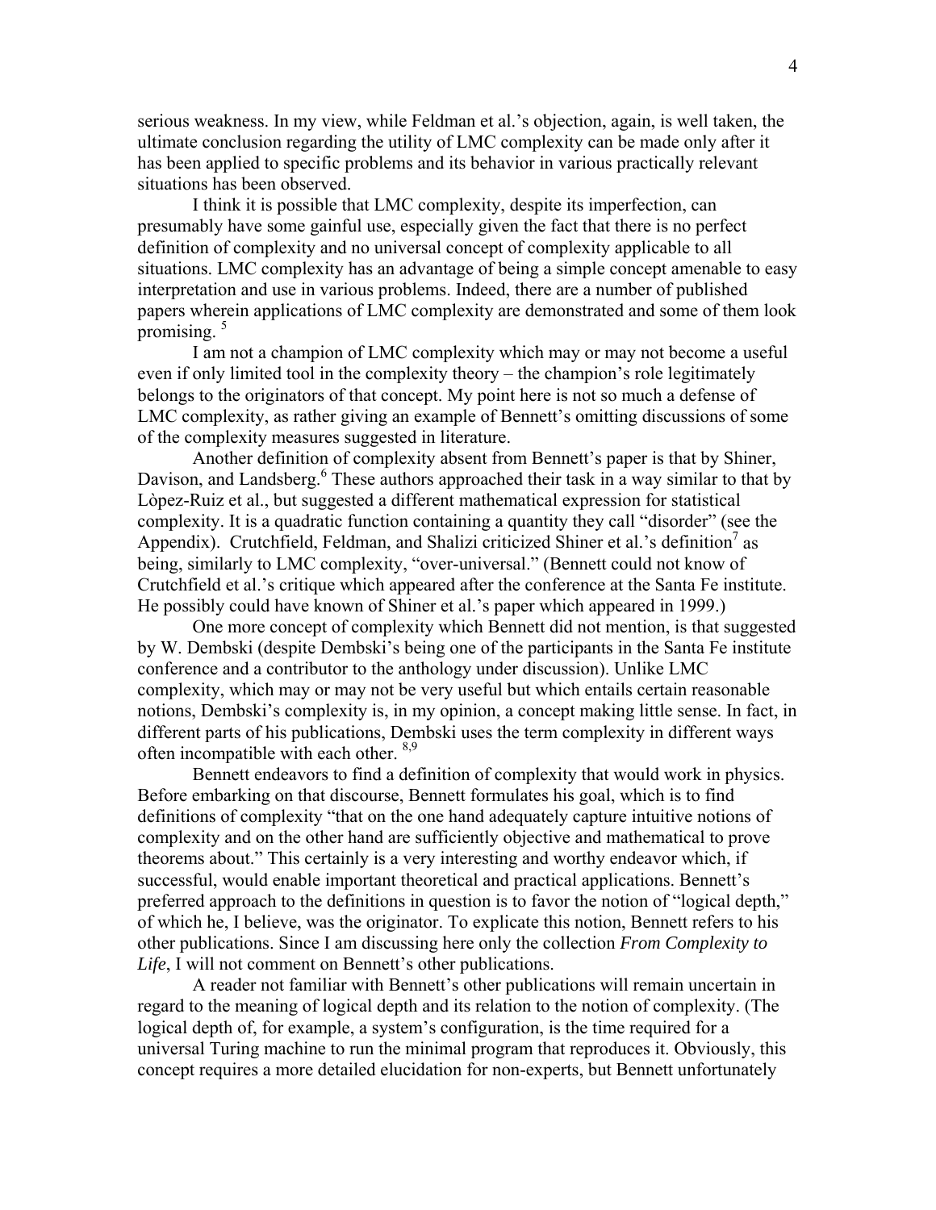serious weakness. In my view, while Feldman et al.'s objection, again, is well taken, the ultimate conclusion regarding the utility of LMC complexity can be made only after it has been applied to specific problems and its behavior in various practically relevant situations has been observed.

I think it is possible that LMC complexity, despite its imperfection, can presumably have some gainful use, especially given the fact that there is no perfect definition of complexity and no universal concept of complexity applicable to all situations. LMC complexity has an advantage of being a simple concept amenable to easy interpretation and use in various problems. Indeed, there are a number of published papers wherein applications of LMC complexity are demonstrated and some of them look promising. [5]

I am not a champion of LMC complexity which may or may not become a useful even if only limited tool in the complexity theory – the champion's role legitimately belongs to the originators of that concept. My point here is not so much a defense of LMC complexity, as rather giving an example of Bennett's omitting discussions of some of the complexity measures suggested in literature.

Another definition of complexity absent from Bennett's paper is that by Shiner, Davison, and Landsberg.[6] These authors approached their task in a way similar to that by Lòpez-Ruiz et al., but suggested a different mathematical expression for statistical complexity. It is a quadratic function containing a quantity they call "disorder" (see the Appendix). Crutchfield, Feldman, and Shalizi criticized Shiner et al.'s definition[7] as being, similarly to LMC complexity, "over-universal." (Bennett could not know of Crutchfield et al.'s critique which appeared after the conference at the Santa Fe institute. He possibly could have known of Shiner et al.'s paper which appeared in 1999.)

One more concept of complexity which Bennett did not mention, is that suggested by W. Dembski (despite Dembski's being one of the participants in the Santa Fe institute conference and a contributor to the anthology under discussion). Unlike LMC complexity, which may or may not be very useful but which entails certain reasonable notions, Dembski's complexity is, in my opinion, a concept making little sense. In fact, in different parts of his publications, Dembski uses the term complexity in different ways often incompatible with each other. [8,9]

Bennett endeavors to find a definition of complexity that would work in physics. Before embarking on that discourse, Bennett formulates his goal, which is to find definitions of complexity "that on the one hand adequately capture intuitive notions of complexity and on the other hand are sufficiently objective and mathematical to prove theorems about." This certainly is a very interesting and worthy endeavor which, if successful, would enable important theoretical and practical applications. Bennett's preferred approach to the definitions in question is to favor the notion of "logical depth," of which he, I believe, was the originator. To explicate this notion, Bennett refers to his other publications. Since I am discussing here only the collection *From Complexity to Life*, I will not comment on Bennett's other publications.

A reader not familiar with Bennett's other publications will remain uncertain in regard to the meaning of logical depth and its relation to the notion of complexity. (The logical depth of, for example, a system's configuration, is the time required for a universal Turing machine to run the minimal program that reproduces it. Obviously, this concept requires a more detailed elucidation for non-experts, but Bennett unfortunately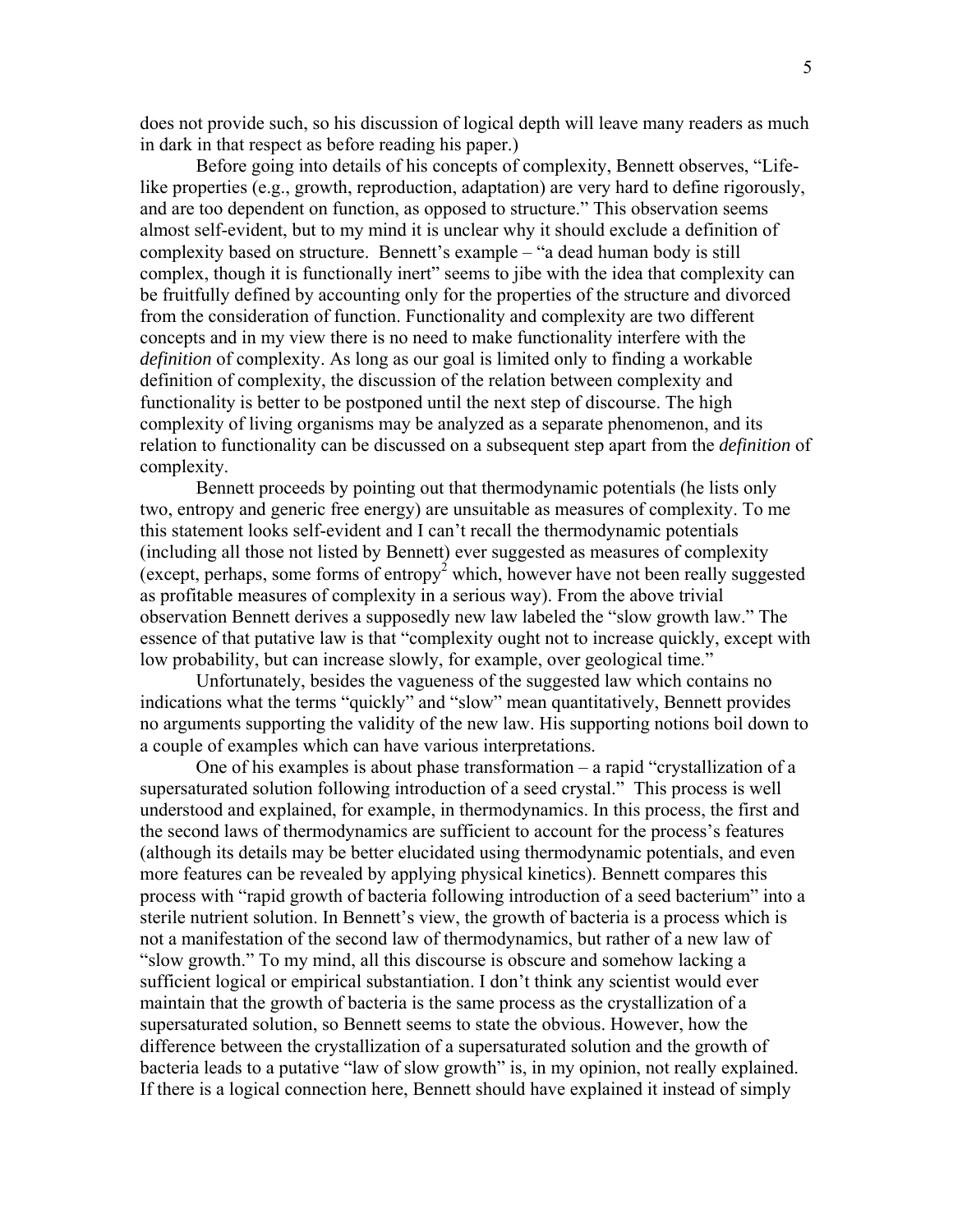does not provide such, so his discussion of logical depth will leave many readers as much in dark in that respect as before reading his paper.)

Before going into details of his concepts of complexity, Bennett observes, "Life-like properties (e.g., growth, reproduction, adaptation) are very hard to define rigorously, and are too dependent on function, as opposed to structure." This observation seems almost self-evident, but to my mind it is unclear why it should exclude a definition of complexity based on structure. Bennett's example – "a dead human body is still complex, though it is functionally inert" seems to jibe with the idea that complexity can be fruitfully defined by accounting only for the properties of the structure and divorced from the consideration of function. Functionality and complexity are two different concepts and in my view there is no need to make functionality interfere with the *definition* of complexity. As long as our goal is limited only to finding a workable definition of complexity, the discussion of the relation between complexity and functionality is better to be postponed until the next step of discourse. The high complexity of living organisms may be analyzed as a separate phenomenon, and its relation to functionality can be discussed on a subsequent step apart from the *definition* of complexity.

Bennett proceeds by pointing out that thermodynamic potentials (he lists only two, entropy and generic free energy) are unsuitable as measures of complexity. To me this statement looks self-evident and I can't recall the thermodynamic potentials (including all those not listed by Bennett) ever suggested as measures of complexity (except, perhaps, some forms of entropy[2] which, however have not been really suggested as profitable measures of complexity in a serious way). From the above trivial observation Bennett derives a supposedly new law labeled the "slow growth law." The essence of that putative law is that "complexity ought not to increase quickly, except with low probability, but can increase slowly, for example, over geological time."

Unfortunately, besides the vagueness of the suggested law which contains no indications what the terms "quickly" and "slow" mean quantitatively, Bennett provides no arguments supporting the validity of the new law. His supporting notions boil down to a couple of examples which can have various interpretations.

One of his examples is about phase transformation – a rapid "crystallization of a supersaturated solution following introduction of a seed crystal." This process is well understood and explained, for example, in thermodynamics. In this process, the first and the second laws of thermodynamics are sufficient to account for the process's features (although its details may be better elucidated using thermodynamic potentials, and even more features can be revealed by applying physical kinetics). Bennett compares this process with "rapid growth of bacteria following introduction of a seed bacterium" into a sterile nutrient solution. In Bennett's view, the growth of bacteria is a process which is not a manifestation of the second law of thermodynamics, but rather of a new law of "slow growth." To my mind, all this discourse is obscure and somehow lacking a sufficient logical or empirical substantiation. I don't think any scientist would ever maintain that the growth of bacteria is the same process as the crystallization of a supersaturated solution, so Bennett seems to state the obvious. However, how the difference between the crystallization of a supersaturated solution and the growth of bacteria leads to a putative "law of slow growth" is, in my opinion, not really explained. If there is a logical connection here, Bennett should have explained it instead of simply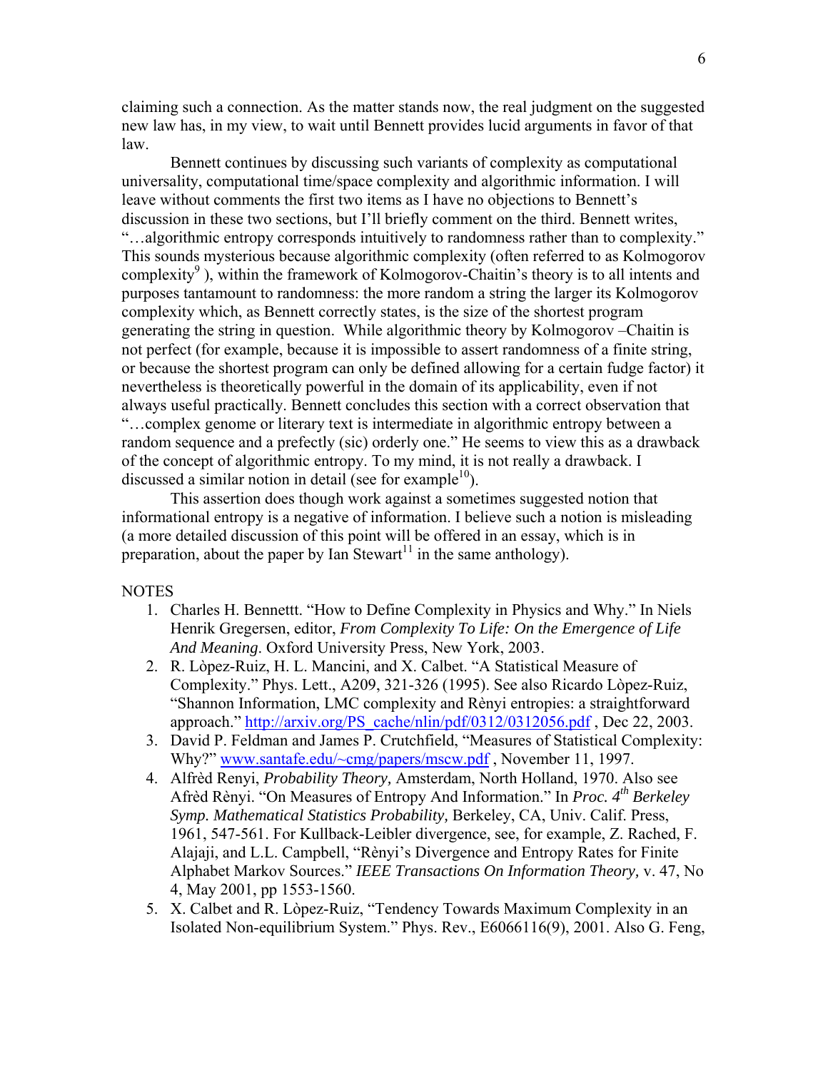claiming such a connection. As the matter stands now, the real judgment on the suggested new law has, in my view, to wait until Bennett provides lucid arguments in favor of that law.

Bennett continues by discussing such variants of complexity as computational universality, computational time/space complexity and algorithmic information. I will leave without comments the first two items as I have no objections to Bennett's discussion in these two sections, but I'll briefly comment on the third. Bennett writes, "…algorithmic entropy corresponds intuitively to randomness rather than to complexity." This sounds mysterious because algorithmic complexity (often referred to as Kolmogorov complexity[9] ), within the framework of Kolmogorov-Chaitin's theory is to all intents and purposes tantamount to randomness: the more random a string the larger its Kolmogorov complexity which, as Bennett correctly states, is the size of the shortest program generating the string in question. While algorithmic theory by Kolmogorov –Chaitin is not perfect (for example, because it is impossible to assert randomness of a finite string, or because the shortest program can only be defined allowing for a certain fudge factor) it nevertheless is theoretically powerful in the domain of its applicability, even if not always useful practically. Bennett concludes this section with a correct observation that "…complex genome or literary text is intermediate in algorithmic entropy between a random sequence and a prefectly (sic) orderly one." He seems to view this as a drawback of the concept of algorithmic entropy. To my mind, it is not really a drawback. I discussed a similar notion in detail (see for example[10]).

This assertion does though work against a sometimes suggested notion that informational entropy is a negative of information. I believe such a notion is misleading (a more detailed discussion of this point will be offered in an essay, which is in preparation, about the paper by Ian Stewart[11] in the same anthology).

NOTES

1. Charles H. Bennettt. "How to Define Complexity in Physics and Why." In Niels Henrik Gregersen, editor, *From Complexity To Life: On the Emergence of Life And Meaning*. Oxford University Press, New York, 2003.
2. R. Lòpez-Ruiz, H. L. Mancini, and X. Calbet. "A Statistical Measure of Complexity." Phys. Lett., A209, 321-326 (1995). See also Ricardo Lòpez-Ruiz, "Shannon Information, LMC complexity and Rènyi entropies: a straightforward approach." http://arxiv.org/PS_cache/nlin/pdf/0312/0312056.pdf , Dec 22, 2003.
3. David P. Feldman and James P. Crutchfield, "Measures of Statistical Complexity: Why?" www.santafe.edu/~cmg/papers/mscw.pdf , November 11, 1997.
4. Alfrèd Renyi, *Probability Theory,* Amsterdam, North Holland, 1970. Also see Afrèd Rènyi. "On Measures of Entropy And Information." In *Proc. 4th Berkeley Symp. Mathematical Statistics Probability,* Berkeley, CA, Univ. Calif. Press, 1961, 547-561. For Kullback-Leibler divergence, see, for example, Z. Rached, F. Alajaji, and L.L. Campbell, "Rènyi's Divergence and Entropy Rates for Finite Alphabet Markov Sources." *IEEE Transactions On Information Theory,* v. 47, No 4, May 2001, pp 1553-1560.
5. X. Calbet and R. Lòpez-Ruiz, "Tendency Towards Maximum Complexity in an Isolated Non-equilibrium System." Phys. Rev., E6066116(9), 2001. Also G. Feng,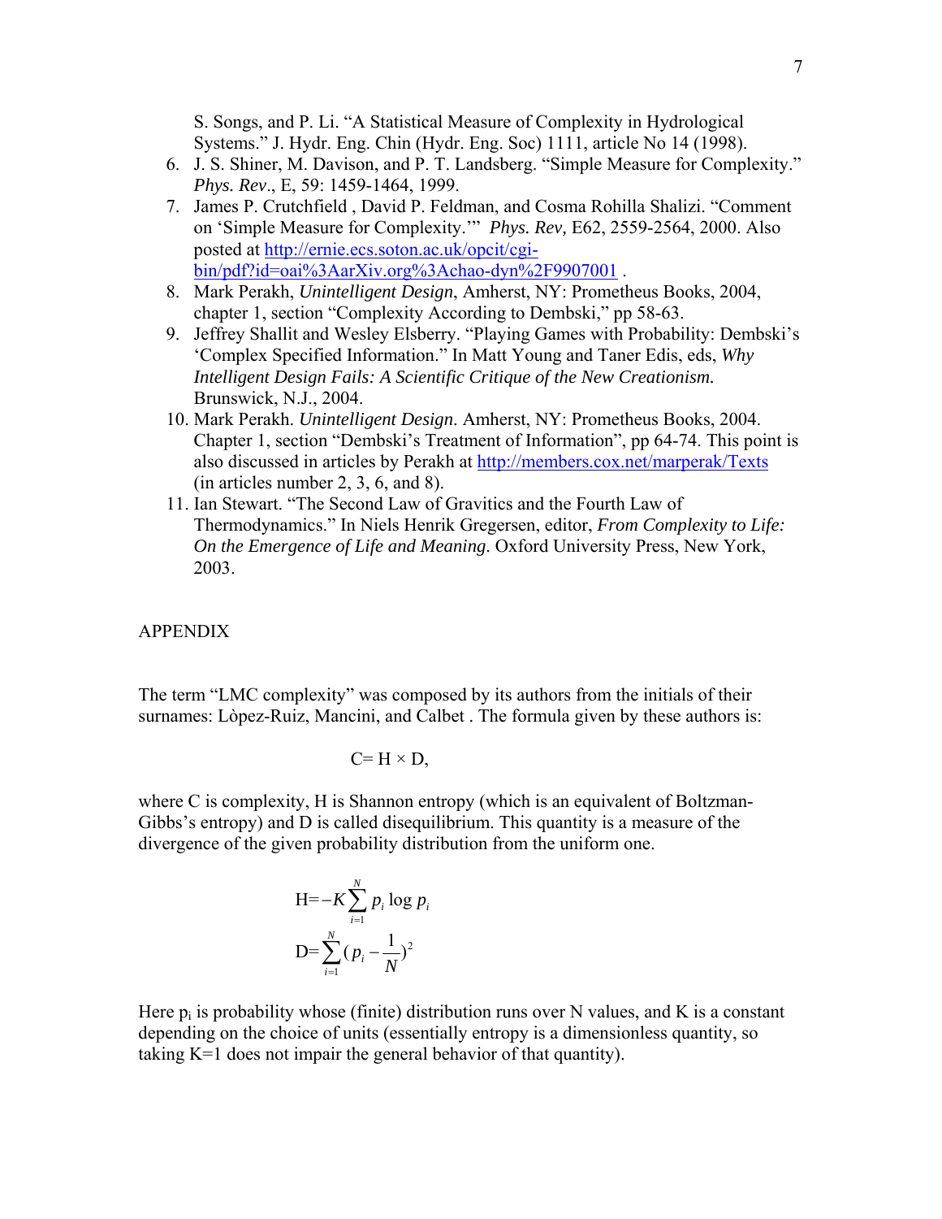S. Songs, and P. Li. "A Statistical Measure of Complexity in Hydrological Systems." J. Hydr. Eng. Chin (Hydr. Eng. Soc) 1111, article No 14 (1998).

6. J. S. Shiner, M. Davison, and P. T. Landsberg. "Simple Measure for Complexity." *Phys. Rev*., E, 59: 1459-1464, 1999.
7. James P. Crutchfield , David P. Feldman, and Cosma Rohilla Shalizi. "Comment on 'Simple Measure for Complexity.'" *Phys. Rev,* E62, 2559-2564, 2000. Also posted at http://ernie.ecs.soton.ac.uk/opcit/cgi-bin/pdf?id=oai%3AarXiv.org%3Achao-dyn%2F9907001 .
8. Mark Perakh, *Unintelligent Design*, Amherst, NY: Prometheus Books, 2004, chapter 1, section "Complexity According to Dembski," pp 58-63.
9. Jeffrey Shallit and Wesley Elsberry. "Playing Games with Probability: Dembski's 'Complex Specified Information." In Matt Young and Taner Edis, eds, *Why Intelligent Design Fails: A Scientific Critique of the New Creationism.* Brunswick, N.J., 2004.
10. Mark Perakh. *Unintelligent Design*. Amherst, NY: Prometheus Books, 2004. Chapter 1, section "Dembski's Treatment of Information", pp 64-74. This point is also discussed in articles by Perakh at http://members.cox.net/marperak/Texts (in articles number 2, 3, 6, and 8).
11. Ian Stewart. "The Second Law of Gravitics and the Fourth Law of Thermodynamics." In Niels Henrik Gregersen, editor, *From Complexity to Life: On the Emergence of Life and Meaning*. Oxford University Press, New York, 2003.

## APPENDIX

The term "LMC complexity" was composed by its authors from the initials of their surnames: Lòpez-Ruiz, Mancini, and Calbet . The formula given by these authors is:

$$C = H \times D,$$

where C is complexity, H is Shannon entropy (which is an equivalent of Boltzman-Gibbs's entropy) and D is called disequilibrium. This quantity is a measure of the divergence of the given probability distribution from the uniform one.

$$H = -K\sum_{i=1}^{N} p_i \log p_i$$

$$D = \sum_{i=1}^{N} (p_i - \frac{1}{N})^2$$

Here $p_i$ is probability whose (finite) distribution runs over N values, and K is a constant depending on the choice of units (essentially entropy is a dimensionless quantity, so taking K=1 does not impair the general behavior of that quantity).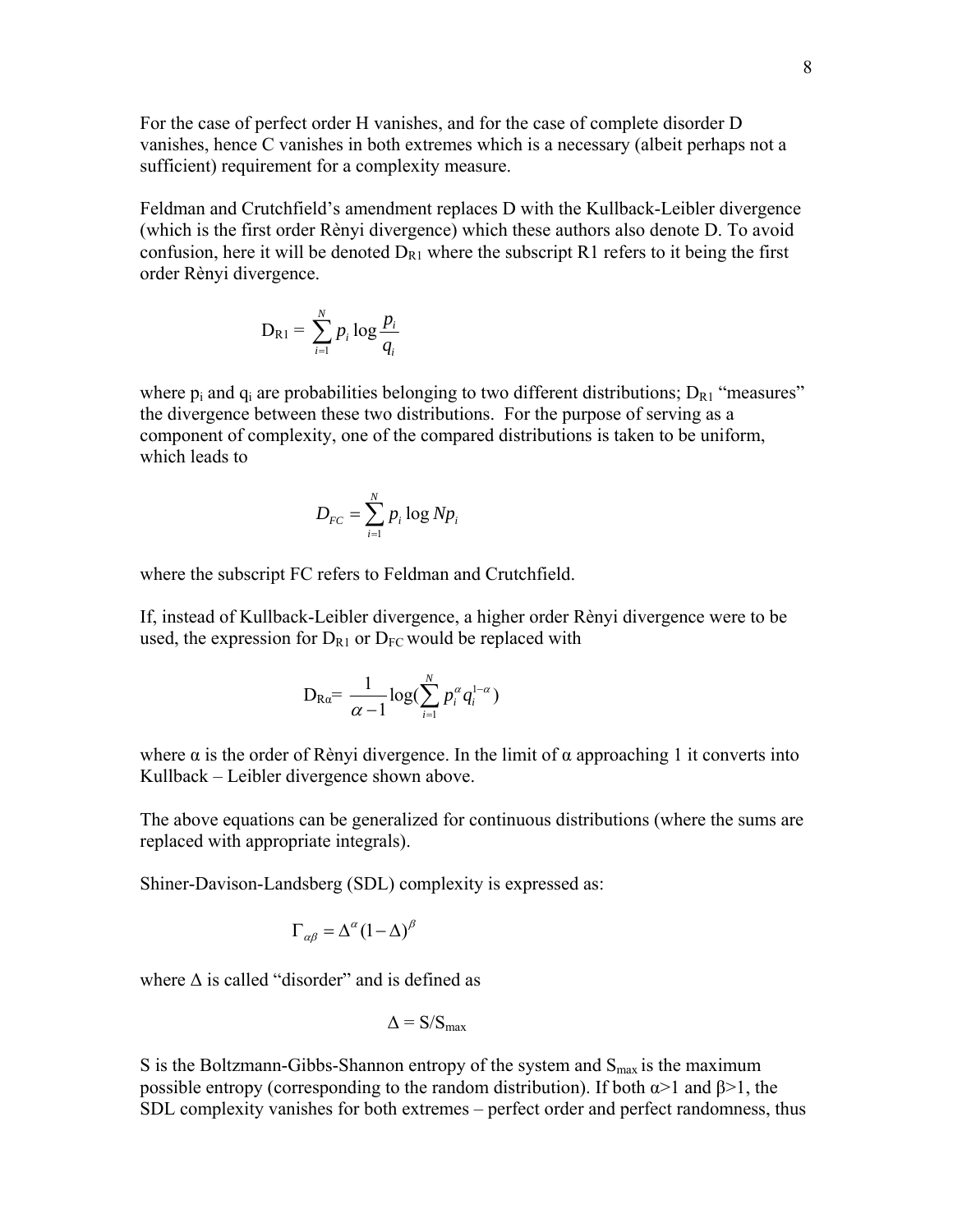For the case of perfect order H vanishes, and for the case of complete disorder D vanishes, hence C vanishes in both extremes which is a necessary (albeit perhaps not a sufficient) requirement for a complexity measure.

Feldman and Crutchfield's amendment replaces D with the Kullback-Leibler divergence (which is the first order Rènyi divergence) which these authors also denote D. To avoid confusion, here it will be denoted $D_{R1}$ where the subscript R1 refers to it being the first order Rènyi divergence.

$$D_{R1} = \sum_{i=1}^{N} p_i \log \frac{p_i}{q_i}$$

where $p_i$ and $q_i$ are probabilities belonging to two different distributions; $D_{R1}$ "measures" the divergence between these two distributions. For the purpose of serving as a component of complexity, one of the compared distributions is taken to be uniform, which leads to

$$D_{FC} = \sum_{i=1}^{N} p_i \log Np_i$$

where the subscript FC refers to Feldman and Crutchfield.

If, instead of Kullback-Leibler divergence, a higher order Rènyi divergence were to be used, the expression for $D_{R1}$ or $D_{FC}$ would be replaced with

$$D_{R\alpha} = \frac{1}{\alpha - 1} \log\left(\sum_{i=1}^{N} p_i^{\alpha} q_i^{1-\alpha}\right)$$

where α is the order of Rènyi divergence. In the limit of α approaching 1 it converts into Kullback – Leibler divergence shown above.

The above equations can be generalized for continuous distributions (where the sums are replaced with appropriate integrals).

Shiner-Davison-Landsberg (SDL) complexity is expressed as:

$$\Gamma_{\alpha\beta} = \Delta^{\alpha}(1-\Delta)^{\beta}$$

where Δ is called "disorder" and is defined as

$$\Delta = S/S_{max}$$

S is the Boltzmann-Gibbs-Shannon entropy of the system and $S_{max}$ is the maximum possible entropy (corresponding to the random distribution). If both $\alpha>1$ and $\beta>1$, the SDL complexity vanishes for both extremes – perfect order and perfect randomness, thus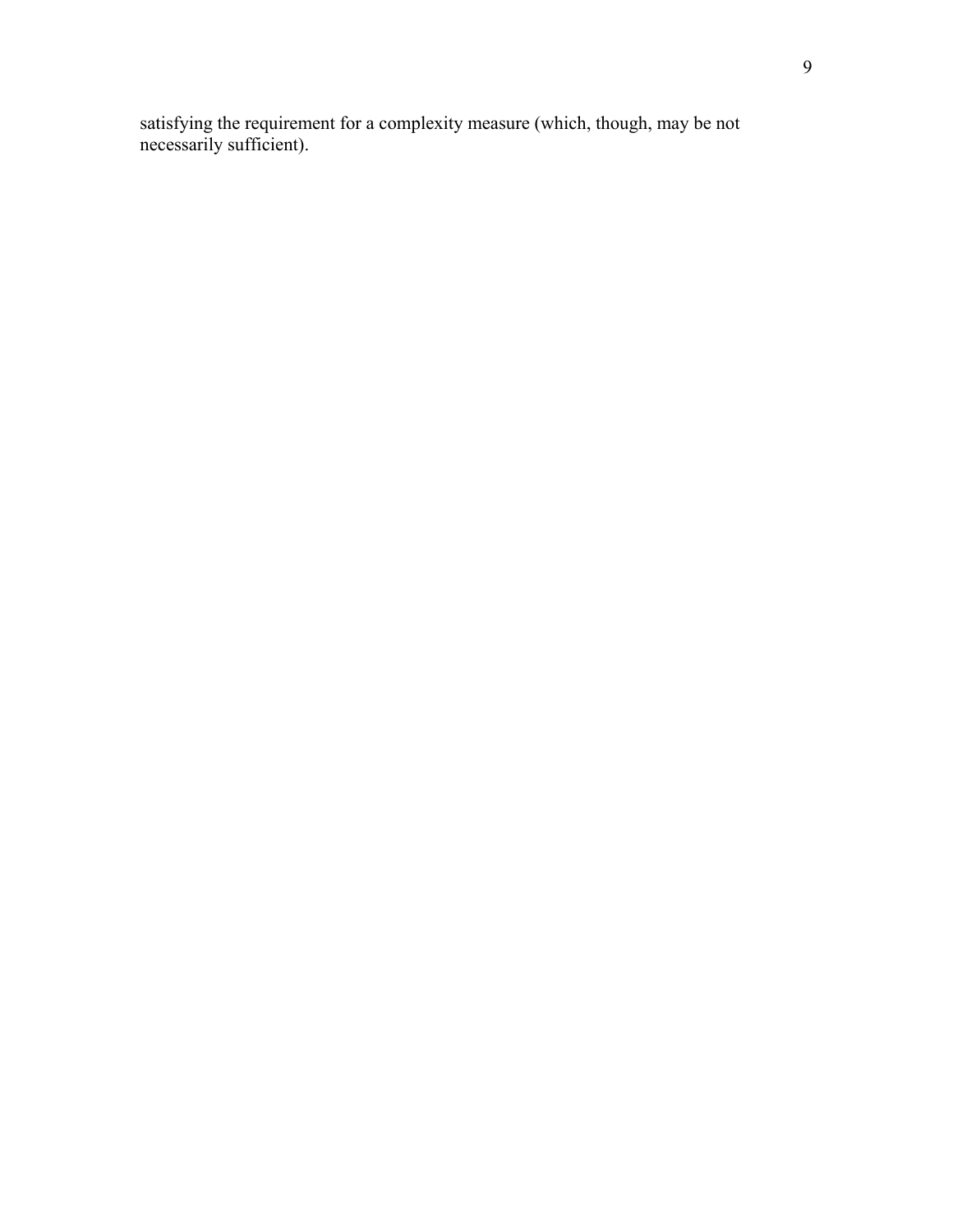satisfying the requirement for a complexity measure (which, though, may be not necessarily sufficient).